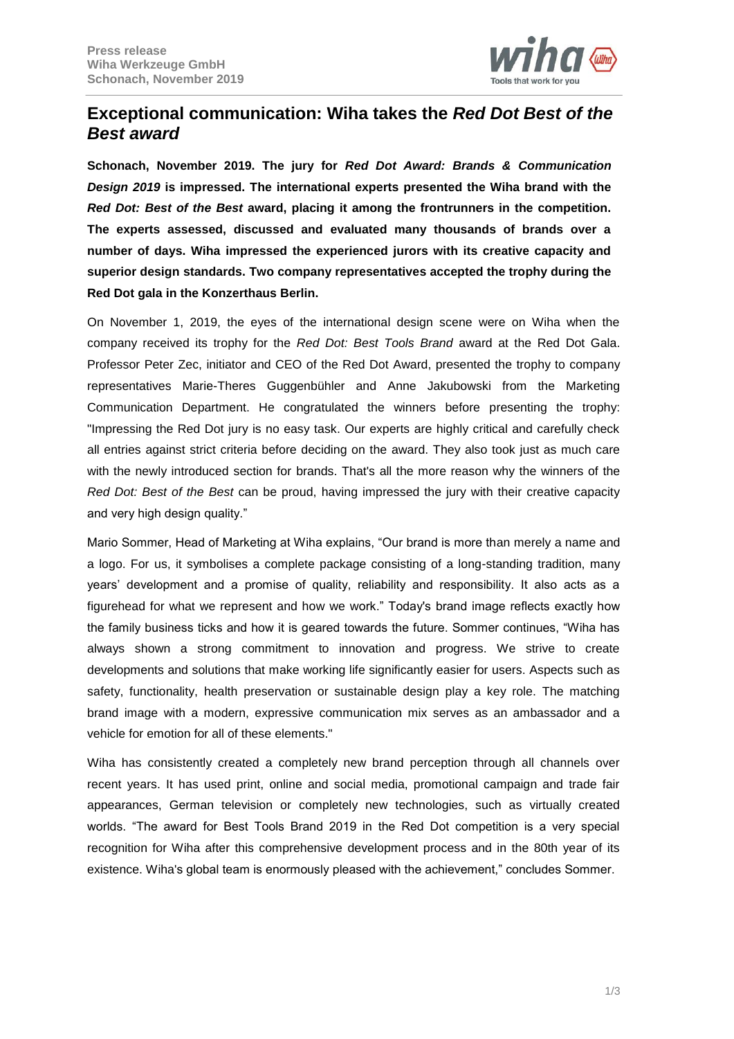**Press release**
**Wiha Werkzeuge GmbH**
**Schonach, November 2019**

# Exceptional communication: Wiha takes the *Red Dot Best of the Best award*

**Schonach, November 2019. The jury for *Red Dot Award: Brands & Communication Design 2019* is impressed. The international experts presented the Wiha brand with the *Red Dot: Best of the Best* award, placing it among the frontrunners in the competition. The experts assessed, discussed and evaluated many thousands of brands over a number of days. Wiha impressed the experienced jurors with its creative capacity and superior design standards. Two company representatives accepted the trophy during the Red Dot gala in the Konzerthaus Berlin.**

On November 1, 2019, the eyes of the international design scene were on Wiha when the company received its trophy for the *Red Dot: Best Tools Brand* award at the Red Dot Gala. Professor Peter Zec, initiator and CEO of the Red Dot Award, presented the trophy to company representatives Marie-Theres Guggenbühler and Anne Jakubowski from the Marketing Communication Department. He congratulated the winners before presenting the trophy: "Impressing the Red Dot jury is no easy task. Our experts are highly critical and carefully check all entries against strict criteria before deciding on the award. They also took just as much care with the newly introduced section for brands. That's all the more reason why the winners of the *Red Dot: Best of the Best* can be proud, having impressed the jury with their creative capacity and very high design quality."

Mario Sommer, Head of Marketing at Wiha explains, "Our brand is more than merely a name and a logo. For us, it symbolises a complete package consisting of a long-standing tradition, many years' development and a promise of quality, reliability and responsibility. It also acts as a figurehead for what we represent and how we work." Today's brand image reflects exactly how the family business ticks and how it is geared towards the future. Sommer continues, "Wiha has always shown a strong commitment to innovation and progress. We strive to create developments and solutions that make working life significantly easier for users. Aspects such as safety, functionality, health preservation or sustainable design play a key role. The matching brand image with a modern, expressive communication mix serves as an ambassador and a vehicle for emotion for all of these elements."

Wiha has consistently created a completely new brand perception through all channels over recent years. It has used print, online and social media, promotional campaign and trade fair appearances, German television or completely new technologies, such as virtually created worlds. "The award for Best Tools Brand 2019 in the Red Dot competition is a very special recognition for Wiha after this comprehensive development process and in the 80th year of its existence. Wiha's global team is enormously pleased with the achievement," concludes Sommer.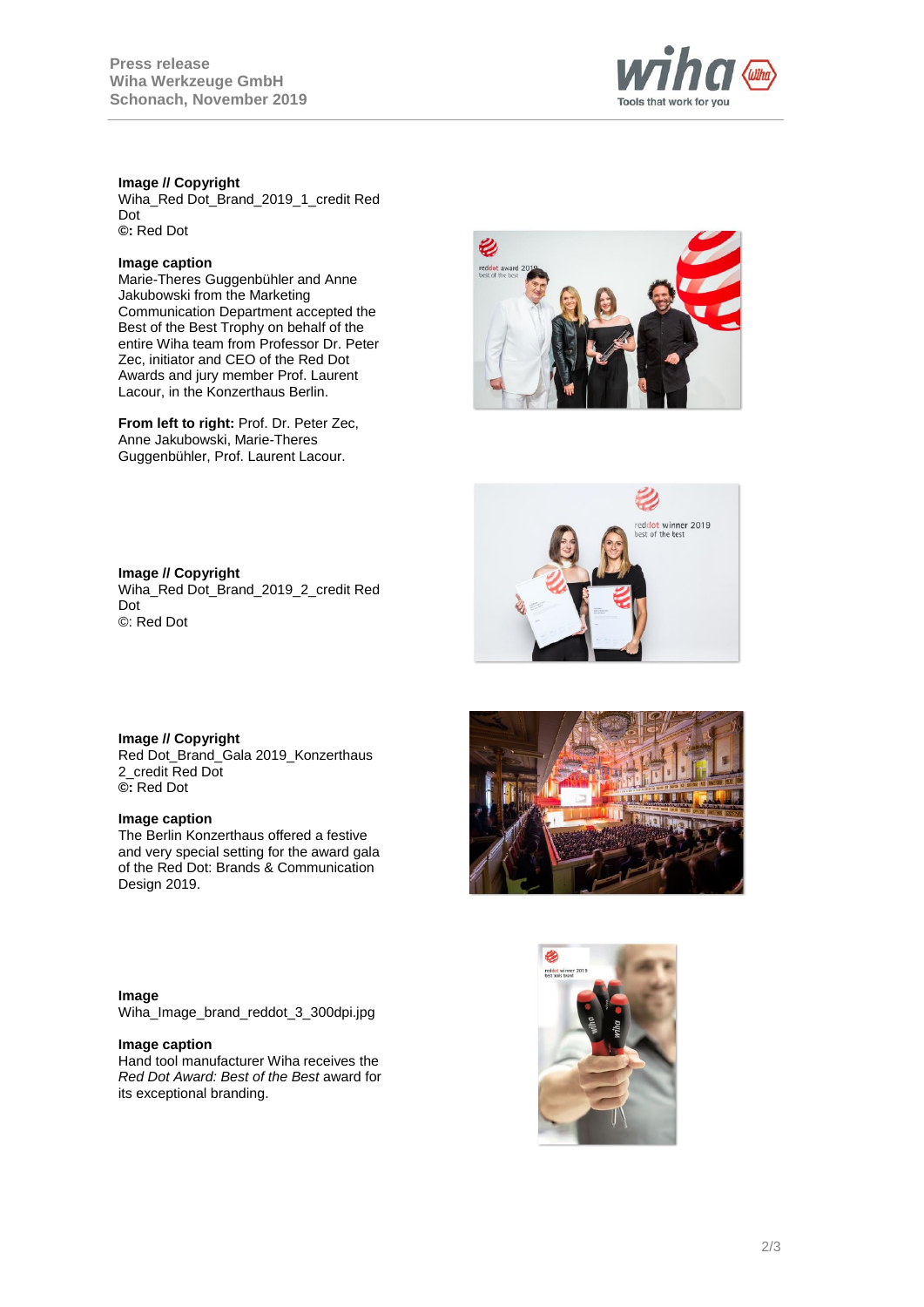**Image // Copyright**
Wiha_Red Dot_Brand_2019_1_credit Red Dot
**©:** Red Dot

**Image caption**
Marie-Theres Guggenbühler and Anne Jakubowski from the Marketing Communication Department accepted the Best of the Best Trophy on behalf of the entire Wiha team from Professor Dr. Peter Zec, initiator and CEO of the Red Dot Awards and jury member Prof. Laurent Lacour, in the Konzerthaus Berlin.

**From left to right:** Prof. Dr. Peter Zec, Anne Jakubowski, Marie-Theres Guggenbühler, Prof. Laurent Lacour.

**Image // Copyright**
Wiha_Red Dot_Brand_2019_2_credit Red Dot
©: Red Dot

**Image // Copyright**
Red Dot_Brand_Gala 2019_Konzerthaus 2_credit Red Dot
**©:** Red Dot

**Image caption**
The Berlin Konzerthaus offered a festive and very special setting for the award gala of the Red Dot: Brands & Communication Design 2019.

**Image**
Wiha_Image_brand_reddot_3_300dpi.jpg

**Image caption**
Hand tool manufacturer Wiha receives the *Red Dot Award: Best of the Best* award for its exceptional branding.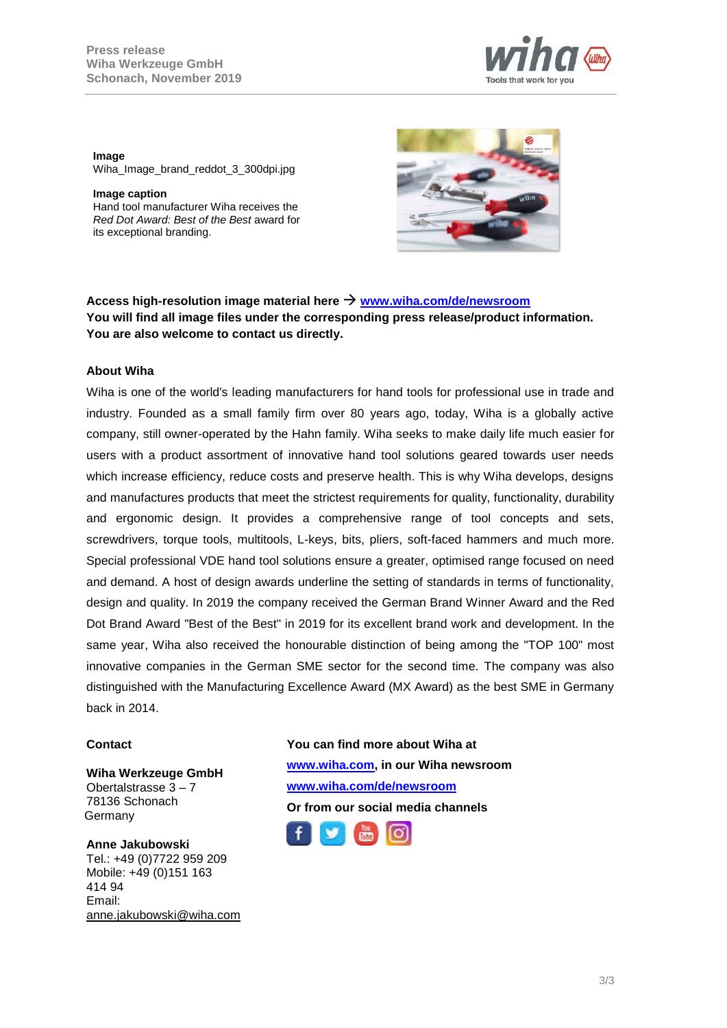**Image**
Wiha_Image_brand_reddot_3_300dpi.jpg

**Image caption**
Hand tool manufacturer Wiha receives the *Red Dot Award: Best of the Best* award for its exceptional branding.

**Access high-resolution image material here → [www.wiha.com/de/newsroom](www.wiha.com/de/newsroom)**
**You will find all image files under the corresponding press release/product information.**
**You are also welcome to contact us directly.**

**About Wiha**

Wiha is one of the world's leading manufacturers for hand tools for professional use in trade and industry. Founded as a small family firm over 80 years ago, today, Wiha is a globally active company, still owner-operated by the Hahn family. Wiha seeks to make daily life much easier for users with a product assortment of innovative hand tool solutions geared towards user needs which increase efficiency, reduce costs and preserve health. This is why Wiha develops, designs and manufactures products that meet the strictest requirements for quality, functionality, durability and ergonomic design. It provides a comprehensive range of tool concepts and sets, screwdrivers, torque tools, multitools, L-keys, bits, pliers, soft-faced hammers and much more. Special professional VDE hand tool solutions ensure a greater, optimised range focused on need and demand. A host of design awards underline the setting of standards in terms of functionality, design and quality. In 2019 the company received the German Brand Winner Award and the Red Dot Brand Award "Best of the Best" in 2019 for its excellent brand work and development. In the same year, Wiha also received the honourable distinction of being among the "TOP 100" most innovative companies in the German SME sector for the second time. The company was also distinguished with the Manufacturing Excellence Award (MX Award) as the best SME in Germany back in 2014.

**Contact**

**Wiha Werkzeuge GmbH**
Obertalstrasse 3 – 7
78136 Schonach
Germany

**Anne Jakubowski**
Tel.: +49 (0)7722 959 209
Mobile: +49 (0)151 163 414 94
Email:
anne.jakubowski@wiha.com

**You can find more about Wiha at**
**[www.wiha.com](www.wiha.com), in our Wiha newsroom**
**[www.wiha.com/de/newsroom](www.wiha.com/de/newsroom)**
**Or from our social media channels**